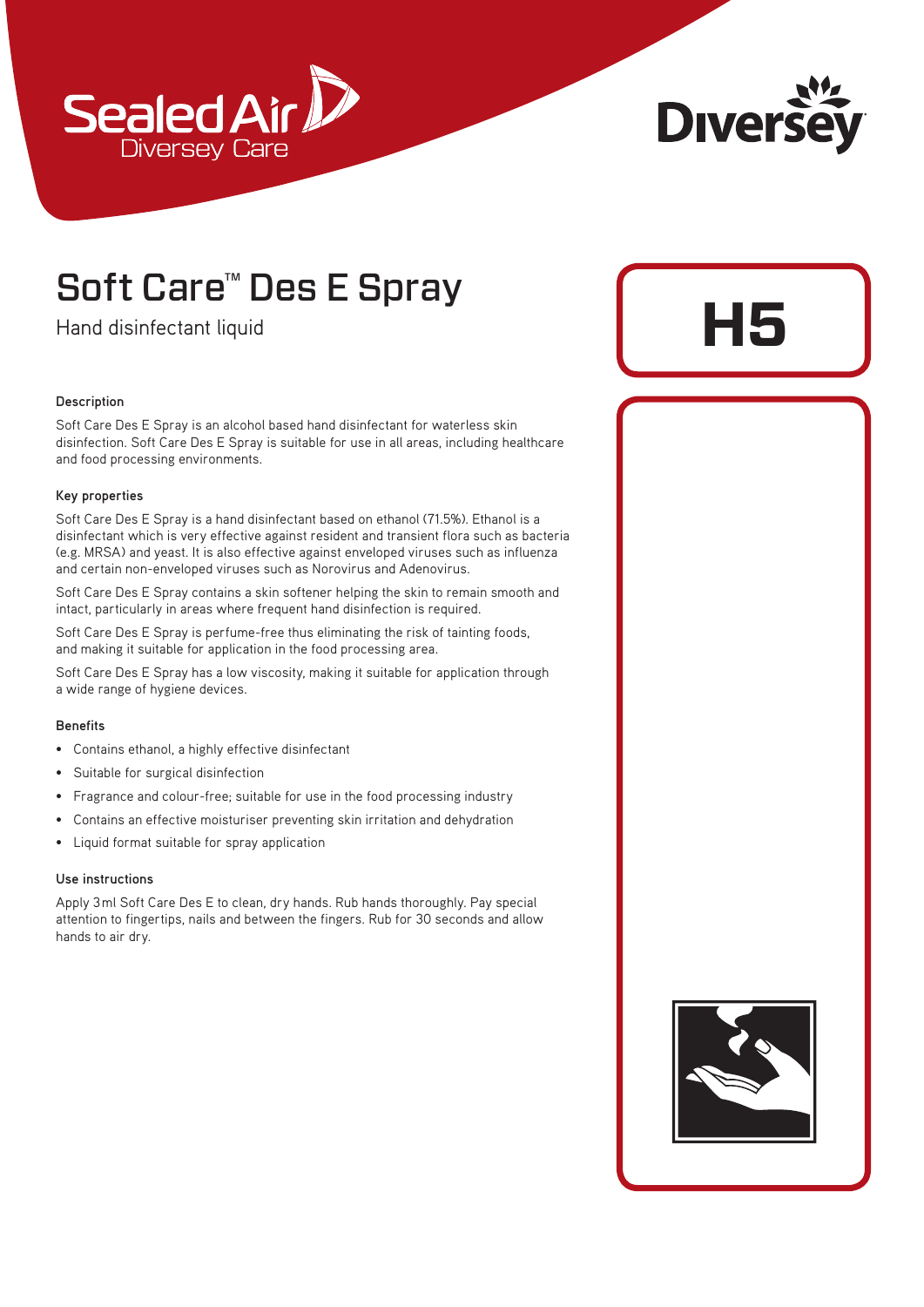Sealed Air
Diversey Care

Diversey

# Soft Care™ Des E Spray

Hand disinfectant liquid

**H5**

### Description

Soft Care Des E Spray is an alcohol based hand disinfectant for waterless skin disinfection. Soft Care Des E Spray is suitable for use in all areas, including healthcare and food processing environments.

### Key properties

Soft Care Des E Spray is a hand disinfectant based on ethanol (71.5%). Ethanol is a disinfectant which is very effective against resident and transient flora such as bacteria (e.g. MRSA) and yeast. It is also effective against enveloped viruses such as influenza and certain non-enveloped viruses such as Norovirus and Adenovirus.

Soft Care Des E Spray contains a skin softener helping the skin to remain smooth and intact, particularly in areas where frequent hand disinfection is required.

Soft Care Des E Spray is perfume-free thus eliminating the risk of tainting foods, and making it suitable for application in the food processing area.

Soft Care Des E Spray has a low viscosity, making it suitable for application through a wide range of hygiene devices.

### Benefits

- Contains ethanol, a highly effective disinfectant
- Suitable for surgical disinfection
- Fragrance and colour-free; suitable for use in the food processing industry
- Contains an effective moisturiser preventing skin irritation and dehydration
- Liquid format suitable for spray application

### Use instructions

Apply 3ml Soft Care Des E to clean, dry hands. Rub hands thoroughly. Pay special attention to fingertips, nails and between the fingers. Rub for 30 seconds and allow hands to air dry.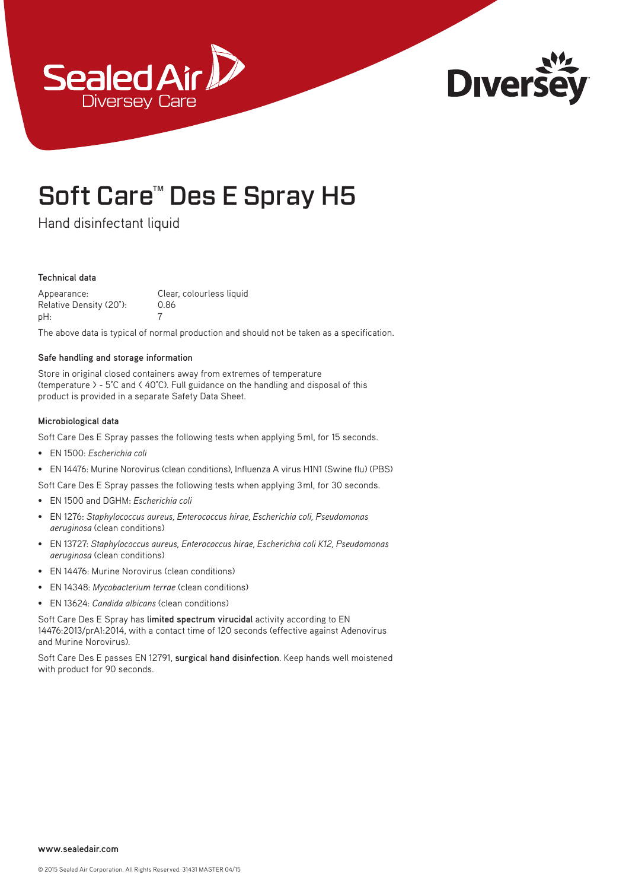# Soft Care™ Des E Spray H5

Hand disinfectant liquid

### Technical data

| | |
|---|---|
| Appearance: | Clear, colourless liquid |
| Relative Density (20°): | 0.86 |
| pH: | 7 |

The above data is typical of normal production and should not be taken as a specification.

### Safe handling and storage information

Store in original closed containers away from extremes of temperature (temperature > - 5°C and < 40°C). Full guidance on the handling and disposal of this product is provided in a separate Safety Data Sheet.

### Microbiological data

Soft Care Des E Spray passes the following tests when applying 5ml, for 15 seconds.

- EN 1500: *Escherichia coli*
- EN 14476: Murine Norovirus (clean conditions), Influenza A virus H1N1 (Swine flu) (PBS)

Soft Care Des E Spray passes the following tests when applying 3ml, for 30 seconds.

- EN 1500 and DGHM: *Escherichia coli*
- EN 1276: *Staphylococcus aureus, Enterococcus hirae, Escherichia coli, Pseudomonas aeruginosa* (clean conditions)
- EN 13727: *Staphylococcus aureus, Enterococcus hirae, Escherichia coli K12, Pseudomonas aeruginosa* (clean conditions)
- EN 14476: Murine Norovirus (clean conditions)
- EN 14348: *Mycobacterium terrae* (clean conditions)
- EN 13624: *Candida albicans* (clean conditions)

Soft Care Des E Spray has **limited spectrum virucidal** activity according to EN 14476:2013/prA1:2014, with a contact time of 120 seconds (effective against Adenovirus and Murine Norovirus).

Soft Care Des E passes EN 12791, **surgical hand disinfection**. Keep hands well moistened with product for 90 seconds.

**www.sealedair.com**

© 2015 Sealed Air Corporation. All Rights Reserved. 31431 MASTER 04/15